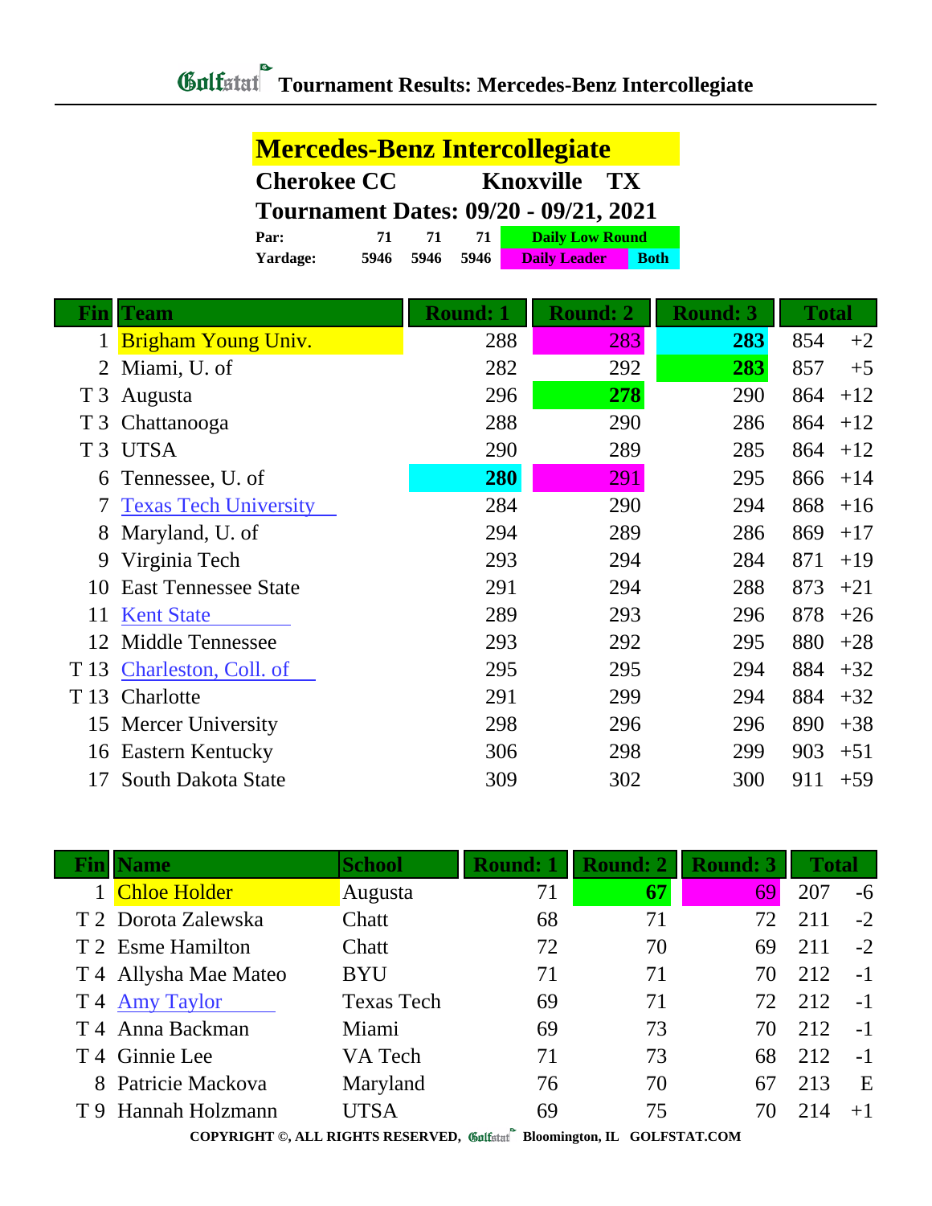# Golfstat Tournament Results: Mercedes-Benz Intercollegiate

## Mercedes-Benz Intercollegiate

**Cherokee CC Knoxville TX**

**Tournament Dates: 09/20 - 09/21, 2021**

| | | | | |
|---|---|---|---|---|
| **Par:** | 71 | 71 | 71 | Daily Low Round |
| **Yardage:** | 5946 | 5946 | 5946 | Daily Leader / Both |

| Fin | Team | Round: 1 | Round: 2 | Round: 3 | Total | |
|---|---|---|---|---|---|---|
| 1 | Brigham Young Univ. | 288 | 283 | **283** | 854 | +2 |
| 2 | Miami, U. of | 282 | 292 | **283** | 857 | +5 |
| T 3 | Augusta | 296 | **278** | 290 | 864 | +12 |
| T 3 | Chattanooga | 288 | 290 | 286 | 864 | +12 |
| T 3 | UTSA | 290 | 289 | 285 | 864 | +12 |
| 6 | Tennessee, U. of | **280** | 291 | 295 | 866 | +14 |
| 7 | Texas Tech University | 284 | 290 | 294 | 868 | +16 |
| 8 | Maryland, U. of | 294 | 289 | 286 | 869 | +17 |
| 9 | Virginia Tech | 293 | 294 | 284 | 871 | +19 |
| 10 | East Tennessee State | 291 | 294 | 288 | 873 | +21 |
| 11 | Kent State | 289 | 293 | 296 | 878 | +26 |
| 12 | Middle Tennessee | 293 | 292 | 295 | 880 | +28 |
| T 13 | Charleston, Coll. of | 295 | 295 | 294 | 884 | +32 |
| T 13 | Charlotte | 291 | 299 | 294 | 884 | +32 |
| 15 | Mercer University | 298 | 296 | 296 | 890 | +38 |
| 16 | Eastern Kentucky | 306 | 298 | 299 | 903 | +51 |
| 17 | South Dakota State | 309 | 302 | 300 | 911 | +59 |

| Fin | Name | School | Round: 1 | Round: 2 | Round: 3 | Total | |
|---|---|---|---|---|---|---|---|
| 1 | Chloe Holder | Augusta | 71 | **67** | 69 | 207 | -6 |
| T 2 | Dorota Zalewska | Chatt | 68 | 71 | 72 | 211 | -2 |
| T 2 | Esme Hamilton | Chatt | 72 | 70 | 69 | 211 | -2 |
| T 4 | Allysha Mae Mateo | BYU | 71 | 71 | 70 | 212 | -1 |
| T 4 | Amy Taylor | Texas Tech | 69 | 71 | 72 | 212 | -1 |
| T 4 | Anna Backman | Miami | 69 | 73 | 70 | 212 | -1 |
| T 4 | Ginnie Lee | VA Tech | 71 | 73 | 68 | 212 | -1 |
| 8 | Patricie Mackova | Maryland | 76 | 70 | 67 | 213 | E |
| T 9 | Hannah Holzmann | UTSA | 69 | 75 | 70 | 214 | +1 |

COPYRIGHT ©, ALL RIGHTS RESERVED, Golfstat Bloomington, IL GOLFSTAT.COM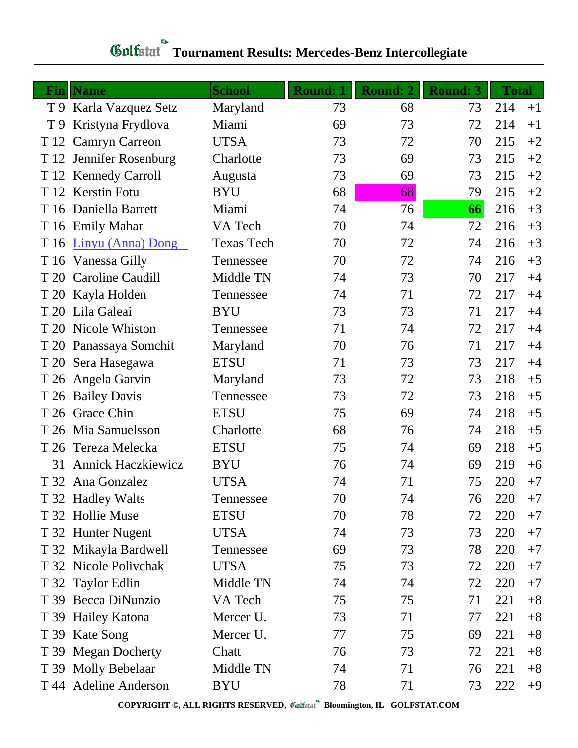# Golfstat Tournament Results: Mercedes-Benz Intercollegiate

| Fin | Name | School | Round: 1 | Round: 2 | Round: 3 | Total | |
|---|---|---|---|---|---|---|---|
| T 9 | Karla Vazquez Setz | Maryland | 73 | 68 | 73 | 214 | +1 |
| T 9 | Kristyna Frydlova | Miami | 69 | 73 | 72 | 214 | +1 |
| T 12 | Camryn Carreon | UTSA | 73 | 72 | 70 | 215 | +2 |
| T 12 | Jennifer Rosenburg | Charlotte | 73 | 69 | 73 | 215 | +2 |
| T 12 | Kennedy Carroll | Augusta | 73 | 69 | 73 | 215 | +2 |
| T 12 | Kerstin Fotu | BYU | 68 | 68 | 79 | 215 | +2 |
| T 16 | Daniella Barrett | Miami | 74 | 76 | **66** | 216 | +3 |
| T 16 | Emily Mahar | VA Tech | 70 | 74 | 72 | 216 | +3 |
| T 16 | Linyu (Anna) Dong | Texas Tech | 70 | 72 | 74 | 216 | +3 |
| T 16 | Vanessa Gilly | Tennessee | 70 | 72 | 74 | 216 | +3 |
| T 20 | Caroline Caudill | Middle TN | 74 | 73 | 70 | 217 | +4 |
| T 20 | Kayla Holden | Tennessee | 74 | 71 | 72 | 217 | +4 |
| T 20 | Lila Galeai | BYU | 73 | 73 | 71 | 217 | +4 |
| T 20 | Nicole Whiston | Tennessee | 71 | 74 | 72 | 217 | +4 |
| T 20 | Panassaya Somchit | Maryland | 70 | 76 | 71 | 217 | +4 |
| T 20 | Sera Hasegawa | ETSU | 71 | 73 | 73 | 217 | +4 |
| T 26 | Angela Garvin | Maryland | 73 | 72 | 73 | 218 | +5 |
| T 26 | Bailey Davis | Tennessee | 73 | 72 | 73 | 218 | +5 |
| T 26 | Grace Chin | ETSU | 75 | 69 | 74 | 218 | +5 |
| T 26 | Mia Samuelsson | Charlotte | 68 | 76 | 74 | 218 | +5 |
| T 26 | Tereza Melecka | ETSU | 75 | 74 | 69 | 218 | +5 |
| 31 | Annick Haczkiewicz | BYU | 76 | 74 | 69 | 219 | +6 |
| T 32 | Ana Gonzalez | UTSA | 74 | 71 | 75 | 220 | +7 |
| T 32 | Hadley Walts | Tennessee | 70 | 74 | 76 | 220 | +7 |
| T 32 | Hollie Muse | ETSU | 70 | 78 | 72 | 220 | +7 |
| T 32 | Hunter Nugent | UTSA | 74 | 73 | 73 | 220 | +7 |
| T 32 | Mikayla Bardwell | Tennessee | 69 | 73 | 78 | 220 | +7 |
| T 32 | Nicole Polivchak | UTSA | 75 | 73 | 72 | 220 | +7 |
| T 32 | Taylor Edlin | Middle TN | 74 | 74 | 72 | 220 | +7 |
| T 39 | Becca DiNunzio | VA Tech | 75 | 75 | 71 | 221 | +8 |
| T 39 | Hailey Katona | Mercer U. | 73 | 71 | 77 | 221 | +8 |
| T 39 | Kate Song | Mercer U. | 77 | 75 | 69 | 221 | +8 |
| T 39 | Megan Docherty | Chatt | 76 | 73 | 72 | 221 | +8 |
| T 39 | Molly Bebelaar | Middle TN | 74 | 71 | 76 | 221 | +8 |
| T 44 | Adeline Anderson | BYU | 78 | 71 | 73 | 222 | +9 |

**COPYRIGHT ©, ALL RIGHTS RESERVED, Golfstat Bloomington, IL GOLFSTAT.COM**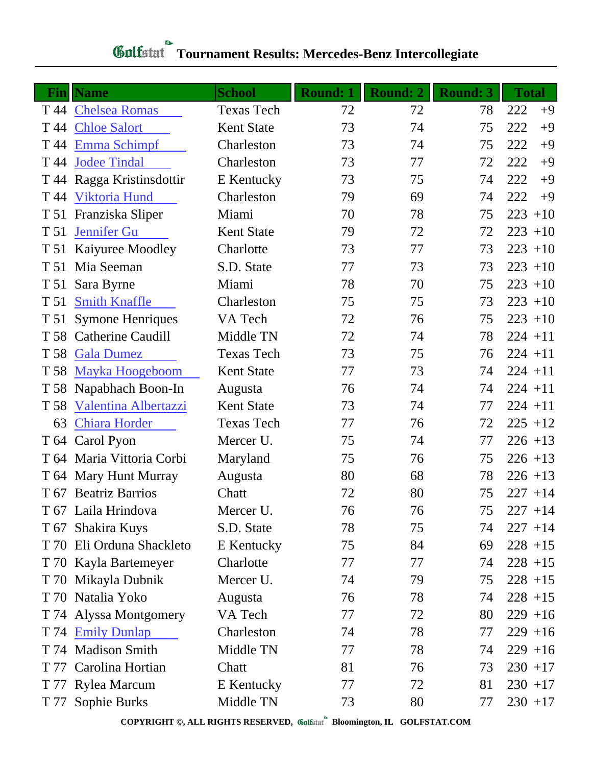# Golfstat Tournament Results: Mercedes-Benz Intercollegiate

| Fin | Name | School | Round: 1 | Round: 2 | Round: 3 | Total | |
|---|---|---|---|---|---|---|---|
| T 44 | Chelsea Romas | Texas Tech | 72 | 72 | 78 | 222 | +9 |
| T 44 | Chloe Salort | Kent State | 73 | 74 | 75 | 222 | +9 |
| T 44 | Emma Schimpf | Charleston | 73 | 74 | 75 | 222 | +9 |
| T 44 | Jodee Tindal | Charleston | 73 | 77 | 72 | 222 | +9 |
| T 44 | Ragga Kristinsdottir | E Kentucky | 73 | 75 | 74 | 222 | +9 |
| T 44 | Viktoria Hund | Charleston | 79 | 69 | 74 | 222 | +9 |
| T 51 | Franziska Sliper | Miami | 70 | 78 | 75 | 223 | +10 |
| T 51 | Jennifer Gu | Kent State | 79 | 72 | 72 | 223 | +10 |
| T 51 | Kaiyuree Moodley | Charlotte | 73 | 77 | 73 | 223 | +10 |
| T 51 | Mia Seeman | S.D. State | 77 | 73 | 73 | 223 | +10 |
| T 51 | Sara Byrne | Miami | 78 | 70 | 75 | 223 | +10 |
| T 51 | Smith Knaffle | Charleston | 75 | 75 | 73 | 223 | +10 |
| T 51 | Symone Henriques | VA Tech | 72 | 76 | 75 | 223 | +10 |
| T 58 | Catherine Caudill | Middle TN | 72 | 74 | 78 | 224 | +11 |
| T 58 | Gala Dumez | Texas Tech | 73 | 75 | 76 | 224 | +11 |
| T 58 | Mayka Hoogeboom | Kent State | 77 | 73 | 74 | 224 | +11 |
| T 58 | Napabhach Boon-In | Augusta | 76 | 74 | 74 | 224 | +11 |
| T 58 | Valentina Albertazzi | Kent State | 73 | 74 | 77 | 224 | +11 |
| 63 | Chiara Horder | Texas Tech | 77 | 76 | 72 | 225 | +12 |
| T 64 | Carol Pyon | Mercer U. | 75 | 74 | 77 | 226 | +13 |
| T 64 | Maria Vittoria Corbi | Maryland | 75 | 76 | 75 | 226 | +13 |
| T 64 | Mary Hunt Murray | Augusta | 80 | 68 | 78 | 226 | +13 |
| T 67 | Beatriz Barrios | Chatt | 72 | 80 | 75 | 227 | +14 |
| T 67 | Laila Hrindova | Mercer U. | 76 | 76 | 75 | 227 | +14 |
| T 67 | Shakira Kuys | S.D. State | 78 | 75 | 74 | 227 | +14 |
| T 70 | Eli Orduna Shackleto | E Kentucky | 75 | 84 | 69 | 228 | +15 |
| T 70 | Kayla Bartemeyer | Charlotte | 77 | 77 | 74 | 228 | +15 |
| T 70 | Mikayla Dubnik | Mercer U. | 74 | 79 | 75 | 228 | +15 |
| T 70 | Natalia Yoko | Augusta | 76 | 78 | 74 | 228 | +15 |
| T 74 | Alyssa Montgomery | VA Tech | 77 | 72 | 80 | 229 | +16 |
| T 74 | Emily Dunlap | Charleston | 74 | 78 | 77 | 229 | +16 |
| T 74 | Madison Smith | Middle TN | 77 | 78 | 74 | 229 | +16 |
| T 77 | Carolina Hortian | Chatt | 81 | 76 | 73 | 230 | +17 |
| T 77 | Rylea Marcum | E Kentucky | 77 | 72 | 81 | 230 | +17 |
| T 77 | Sophie Burks | Middle TN | 73 | 80 | 77 | 230 | +17 |

COPYRIGHT ©, ALL RIGHTS RESERVED, Golfstat Bloomington, IL GOLFSTAT.COM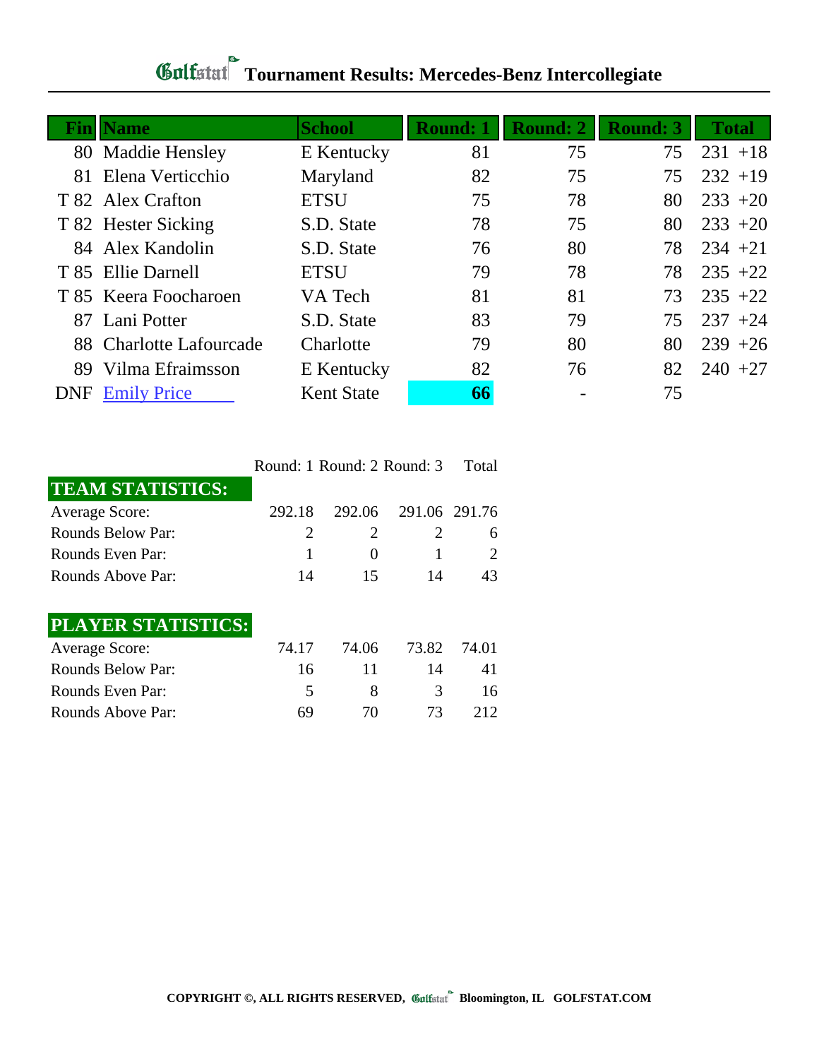# Golfstat Tournament Results: Mercedes-Benz Intercollegiate

| Fin | Name | School | Round: 1 | Round: 2 | Round: 3 | Total | |
|---|---|---|---|---|---|---|---|
| 80 | Maddie Hensley | E Kentucky | 81 | 75 | 75 | 231 | +18 |
| 81 | Elena Verticchio | Maryland | 82 | 75 | 75 | 232 | +19 |
| T 82 | Alex Crafton | ETSU | 75 | 78 | 80 | 233 | +20 |
| T 82 | Hester Sicking | S.D. State | 78 | 75 | 80 | 233 | +20 |
| 84 | Alex Kandolin | S.D. State | 76 | 80 | 78 | 234 | +21 |
| T 85 | Ellie Darnell | ETSU | 79 | 78 | 78 | 235 | +22 |
| T 85 | Keera Foocharoen | VA Tech | 81 | 81 | 73 | 235 | +22 |
| 87 | Lani Potter | S.D. State | 83 | 79 | 75 | 237 | +24 |
| 88 | Charlotte Lafourcade | Charlotte | 79 | 80 | 80 | 239 | +26 |
| 89 | Vilma Efraimsson | E Kentucky | 82 | 76 | 82 | 240 | +27 |
| DNF | Emily Price | Kent State | **66** | - | 75 | | |

| TEAM STATISTICS: | Round: 1 | Round: 2 | Round: 3 | Total |
|---|---|---|---|---|
| Average Score: | 292.18 | 292.06 | 291.06 | 291.76 |
| Rounds Below Par: | 2 | 2 | 2 | 6 |
| Rounds Even Par: | 1 | 0 | 1 | 2 |
| Rounds Above Par: | 14 | 15 | 14 | 43 |

| PLAYER STATISTICS: | Round: 1 | Round: 2 | Round: 3 | Total |
|---|---|---|---|---|
| Average Score: | 74.17 | 74.06 | 73.82 | 74.01 |
| Rounds Below Par: | 16 | 11 | 14 | 41 |
| Rounds Even Par: | 5 | 8 | 3 | 16 |
| Rounds Above Par: | 69 | 70 | 73 | 212 |

COPYRIGHT ©, ALL RIGHTS RESERVED, Golfstat Bloomington, IL GOLFSTAT.COM